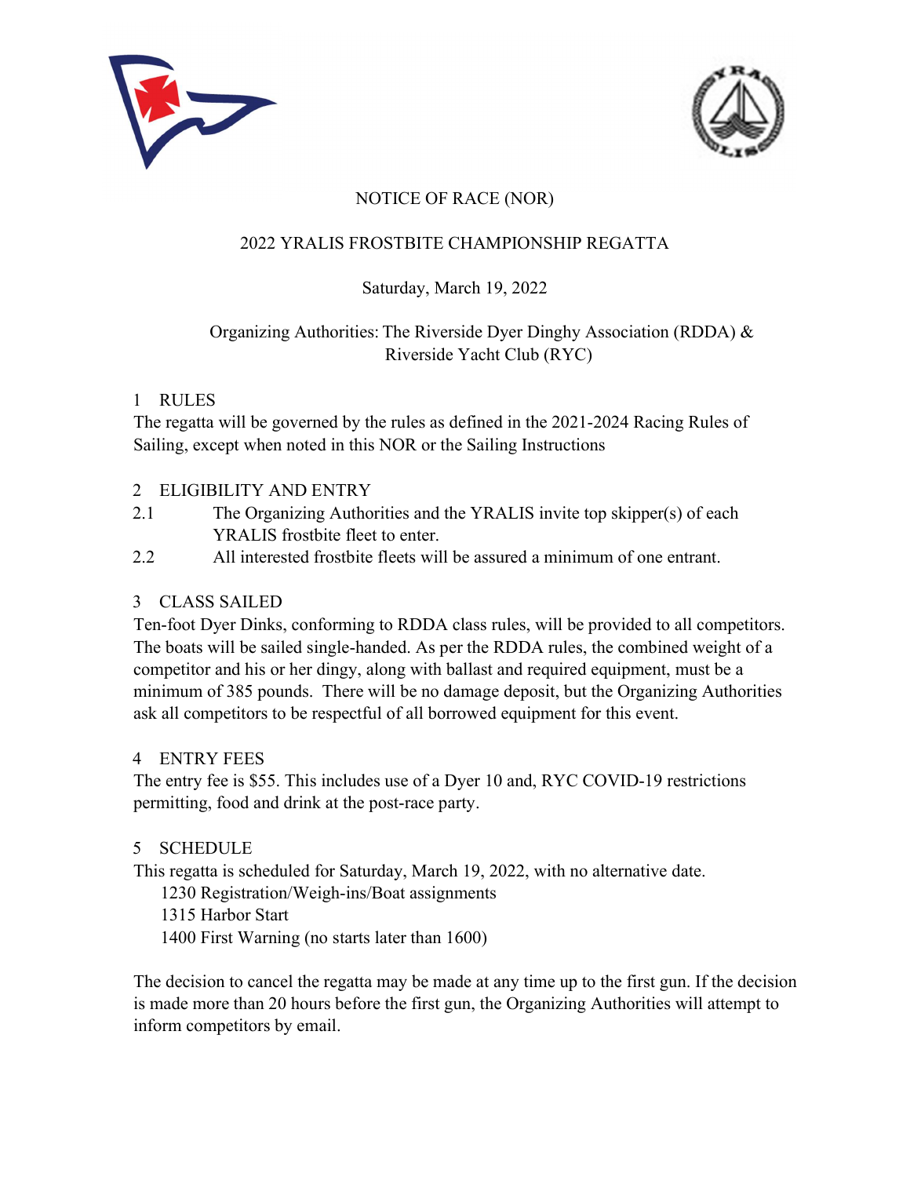# NOTICE OF RACE (NOR)

## 2022 YRALIS FROSTBITE CHAMPIONSHIP REGATTA

Saturday, March 19, 2022

Organizing Authorities: The Riverside Dyer Dinghy Association (RDDA) & Riverside Yacht Club (RYC)

### 1 RULES

The regatta will be governed by the rules as defined in the 2021-2024 Racing Rules of Sailing, except when noted in this NOR or the Sailing Instructions

### 2 ELIGIBILITY AND ENTRY

2.1 The Organizing Authorities and the YRALIS invite top skipper(s) of each YRALIS frostbite fleet to enter.

2.2 All interested frostbite fleets will be assured a minimum of one entrant.

### 3 CLASS SAILED

Ten-foot Dyer Dinks, conforming to RDDA class rules, will be provided to all competitors. The boats will be sailed single-handed. As per the RDDA rules, the combined weight of a competitor and his or her dingy, along with ballast and required equipment, must be a minimum of 385 pounds. There will be no damage deposit, but the Organizing Authorities ask all competitors to be respectful of all borrowed equipment for this event.

### 4 ENTRY FEES

The entry fee is $55. This includes use of a Dyer 10 and, RYC COVID-19 restrictions permitting, food and drink at the post-race party.

### 5 SCHEDULE

This regatta is scheduled for Saturday, March 19, 2022, with no alternative date.

1230 Registration/Weigh-ins/Boat assignments  
1315 Harbor Start  
1400 First Warning (no starts later than 1600)

The decision to cancel the regatta may be made at any time up to the first gun. If the decision is made more than 20 hours before the first gun, the Organizing Authorities will attempt to inform competitors by email.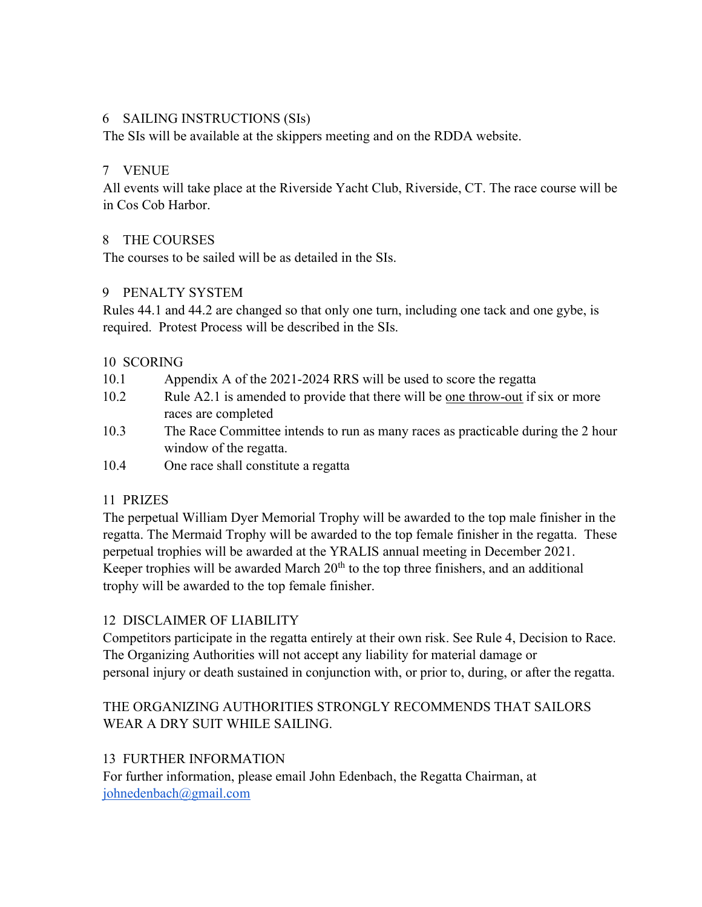## 6 SAILING INSTRUCTIONS (SIs)

The SIs will be available at the skippers meeting and on the RDDA website.

## 7 VENUE

All events will take place at the Riverside Yacht Club, Riverside, CT. The race course will be in Cos Cob Harbor.

## 8 THE COURSES

The courses to be sailed will be as detailed in the SIs.

## 9 PENALTY SYSTEM

Rules 44.1 and 44.2 are changed so that only one turn, including one tack and one gybe, is required. Protest Process will be described in the SIs.

## 10 SCORING

10.1 Appendix A of the 2021-2024 RRS will be used to score the regatta

10.2 Rule A2.1 is amended to provide that there will be one throw-out if six or more races are completed

10.3 The Race Committee intends to run as many races as practicable during the 2 hour window of the regatta.

10.4 One race shall constitute a regatta

## 11 PRIZES

The perpetual William Dyer Memorial Trophy will be awarded to the top male finisher in the regatta. The Mermaid Trophy will be awarded to the top female finisher in the regatta. These perpetual trophies will be awarded at the YRALIS annual meeting in December 2021. Keeper trophies will be awarded March 20th to the top three finishers, and an additional trophy will be awarded to the top female finisher.

## 12 DISCLAIMER OF LIABILITY

Competitors participate in the regatta entirely at their own risk. See Rule 4, Decision to Race. The Organizing Authorities will not accept any liability for material damage or personal injury or death sustained in conjunction with, or prior to, during, or after the regatta.

THE ORGANIZING AUTHORITIES STRONGLY RECOMMENDS THAT SAILORS WEAR A DRY SUIT WHILE SAILING.

## 13 FURTHER INFORMATION

For further information, please email John Edenbach, the Regatta Chairman, at johnedenbach@gmail.com